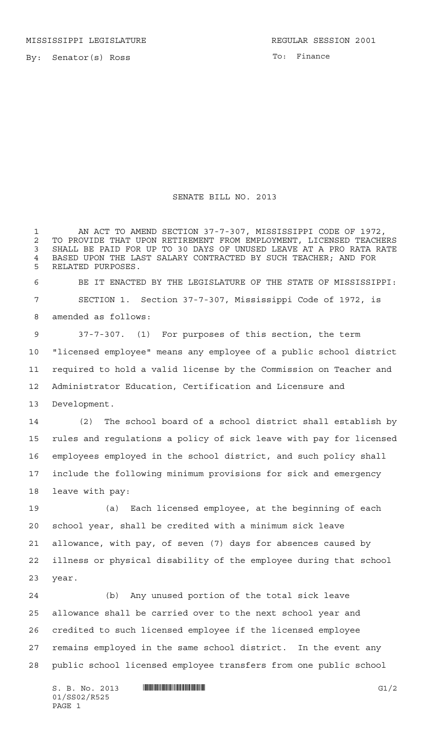MISSISSIPPI LEGISLATURE REGULAR SESSION 2001

By: Senator(s) Ross

To: Finance

# SENATE BILL NO. 2013

AN ACT TO AMEND SECTION 37-7-307, MISSISSIPPI CODE OF 1972, TO PROVIDE THAT UPON RETIREMENT FROM EMPLOYMENT, LICENSED TEACHERS SHALL BE PAID FOR UP TO 30 DAYS OF UNUSED LEAVE AT A PRO RATA RATE BASED UPON THE LAST SALARY CONTRACTED BY SUCH TEACHER; AND FOR RELATED PURPOSES.

BE IT ENACTED BY THE LEGISLATURE OF THE STATE OF MISSISSIPPI:

SECTION 1. Section 37-7-307, Mississippi Code of 1972, is amended as follows:

37-7-307. (1) For purposes of this section, the term "licensed employee" means any employee of a public school district required to hold a valid license by the Commission on Teacher and Administrator Education, Certification and Licensure and Development.

(2) The school board of a school district shall establish by rules and regulations a policy of sick leave with pay for licensed employees employed in the school district, and such policy shall include the following minimum provisions for sick and emergency leave with pay:

(a) Each licensed employee, at the beginning of each school year, shall be credited with a minimum sick leave allowance, with pay, of seven (7) days for absences caused by illness or physical disability of the employee during that school year.

(b) Any unused portion of the total sick leave allowance shall be carried over to the next school year and credited to such licensed employee if the licensed employee remains employed in the same school district. In the event any public school licensed employee transfers from one public school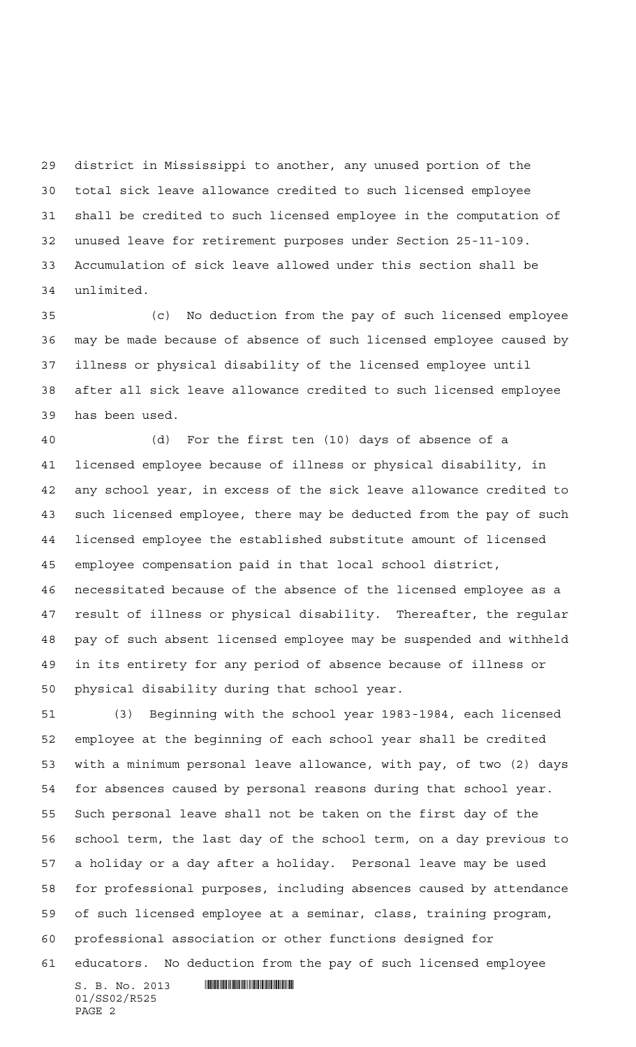district in Mississippi to another, any unused portion of the total sick leave allowance credited to such licensed employee shall be credited to such licensed employee in the computation of unused leave for retirement purposes under Section 25-11-109. Accumulation of sick leave allowed under this section shall be unlimited.

(c) No deduction from the pay of such licensed employee may be made because of absence of such licensed employee caused by illness or physical disability of the licensed employee until after all sick leave allowance credited to such licensed employee has been used.

(d) For the first ten (10) days of absence of a licensed employee because of illness or physical disability, in any school year, in excess of the sick leave allowance credited to such licensed employee, there may be deducted from the pay of such licensed employee the established substitute amount of licensed employee compensation paid in that local school district, necessitated because of the absence of the licensed employee as a result of illness or physical disability. Thereafter, the regular pay of such absent licensed employee may be suspended and withheld in its entirety for any period of absence because of illness or physical disability during that school year.

(3) Beginning with the school year 1983-1984, each licensed employee at the beginning of each school year shall be credited with a minimum personal leave allowance, with pay, of two (2) days for absences caused by personal reasons during that school year. Such personal leave shall not be taken on the first day of the school term, the last day of the school term, on a day previous to a holiday or a day after a holiday. Personal leave may be used for professional purposes, including absences caused by attendance of such licensed employee at a seminar, class, training program, professional association or other functions designed for educators. No deduction from the pay of such licensed employee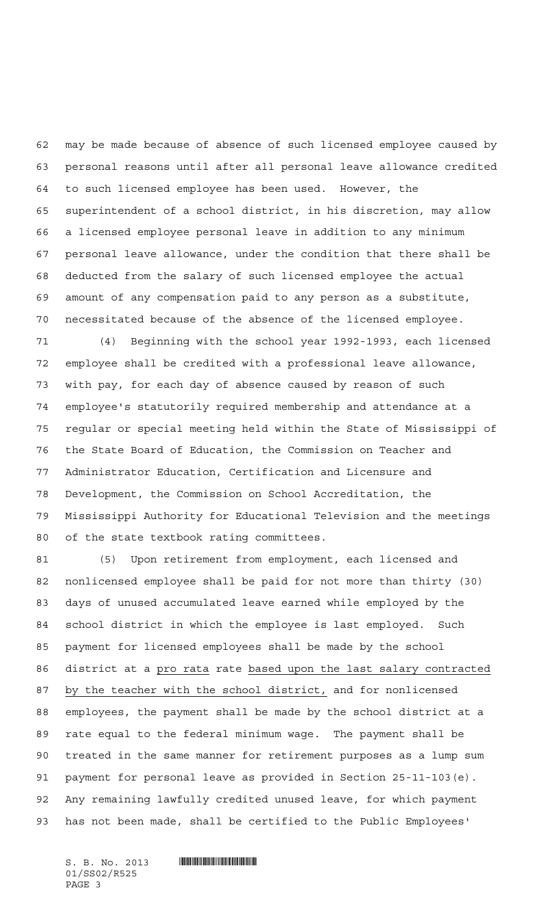may be made because of absence of such licensed employee caused by personal reasons until after all personal leave allowance credited to such licensed employee has been used. However, the superintendent of a school district, in his discretion, may allow a licensed employee personal leave in addition to any minimum personal leave allowance, under the condition that there shall be deducted from the salary of such licensed employee the actual amount of any compensation paid to any person as a substitute, necessitated because of the absence of the licensed employee.

(4) Beginning with the school year 1992-1993, each licensed employee shall be credited with a professional leave allowance, with pay, for each day of absence caused by reason of such employee's statutorily required membership and attendance at a regular or special meeting held within the State of Mississippi of the State Board of Education, the Commission on Teacher and Administrator Education, Certification and Licensure and Development, the Commission on School Accreditation, the Mississippi Authority for Educational Television and the meetings of the state textbook rating committees.

(5) Upon retirement from employment, each licensed and nonlicensed employee shall be paid for not more than thirty (30) days of unused accumulated leave earned while employed by the school district in which the employee is last employed. Such payment for licensed employees shall be made by the school district at a pro rata rate based upon the last salary contracted by the teacher with the school district, and for nonlicensed employees, the payment shall be made by the school district at a rate equal to the federal minimum wage. The payment shall be treated in the same manner for retirement purposes as a lump sum payment for personal leave as provided in Section 25-11-103(e). Any remaining lawfully credited unused leave, for which payment has not been made, shall be certified to the Public Employees'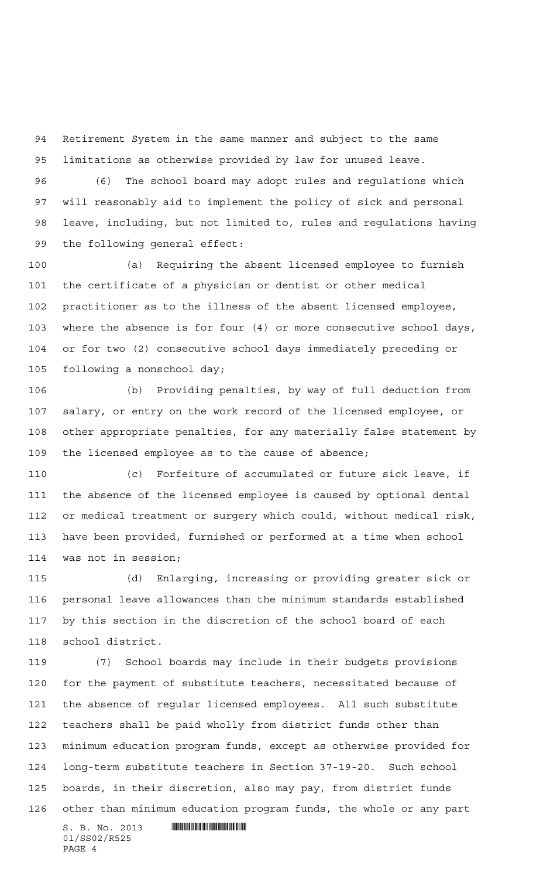Retirement System in the same manner and subject to the same limitations as otherwise provided by law for unused leave.

(6) The school board may adopt rules and regulations which will reasonably aid to implement the policy of sick and personal leave, including, but not limited to, rules and regulations having the following general effect:

(a) Requiring the absent licensed employee to furnish the certificate of a physician or dentist or other medical practitioner as to the illness of the absent licensed employee, where the absence is for four (4) or more consecutive school days, or for two (2) consecutive school days immediately preceding or following a nonschool day;

(b) Providing penalties, by way of full deduction from salary, or entry on the work record of the licensed employee, or other appropriate penalties, for any materially false statement by the licensed employee as to the cause of absence;

(c) Forfeiture of accumulated or future sick leave, if the absence of the licensed employee is caused by optional dental or medical treatment or surgery which could, without medical risk, have been provided, furnished or performed at a time when school was not in session;

(d) Enlarging, increasing or providing greater sick or personal leave allowances than the minimum standards established by this section in the discretion of the school board of each school district.

(7) School boards may include in their budgets provisions for the payment of substitute teachers, necessitated because of the absence of regular licensed employees. All such substitute teachers shall be paid wholly from district funds other than minimum education program funds, except as otherwise provided for long-term substitute teachers in Section 37-19-20. Such school boards, in their discretion, also may pay, from district funds other than minimum education program funds, the whole or any part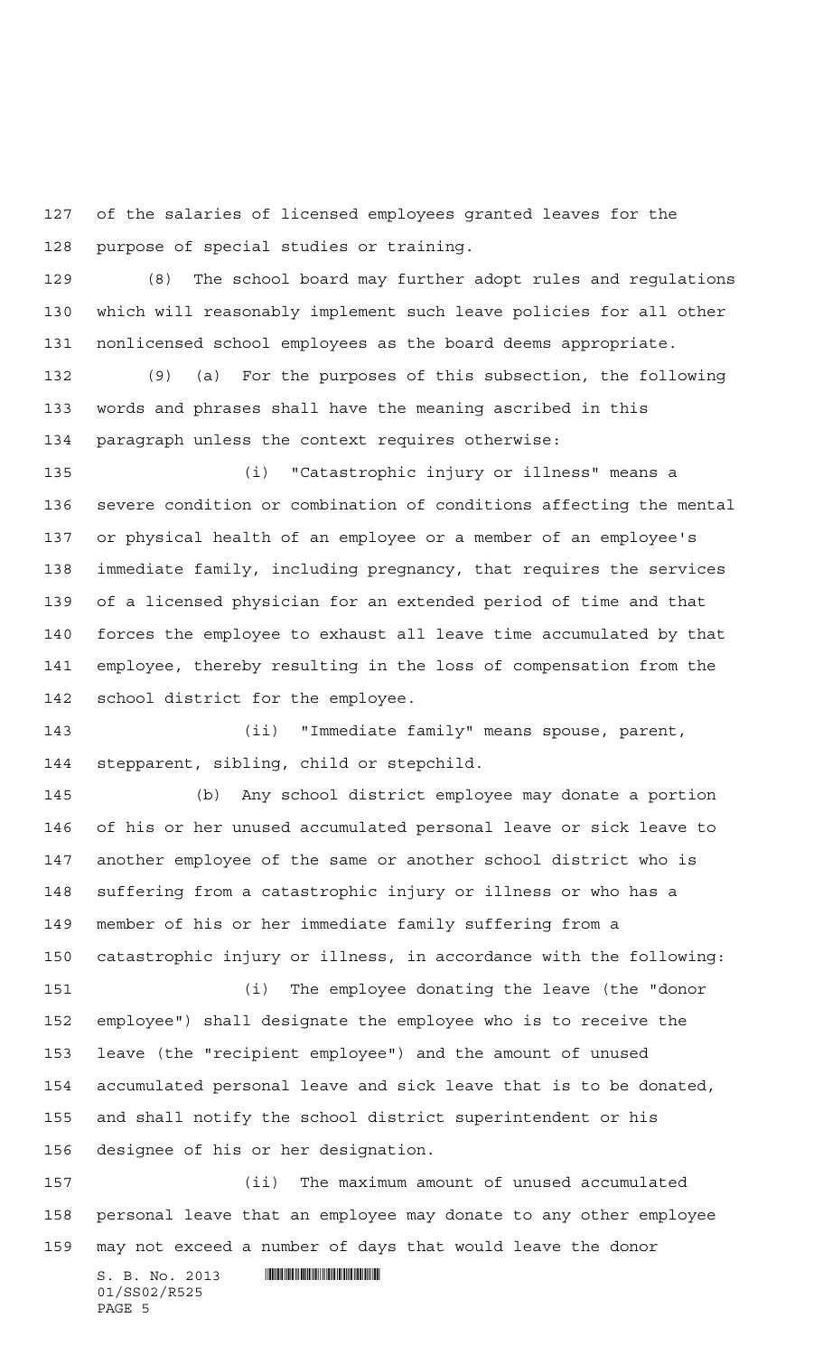of the salaries of licensed employees granted leaves for the purpose of special studies or training.

(8) The school board may further adopt rules and regulations which will reasonably implement such leave policies for all other nonlicensed school employees as the board deems appropriate.

(9) (a) For the purposes of this subsection, the following words and phrases shall have the meaning ascribed in this paragraph unless the context requires otherwise:

(i) "Catastrophic injury or illness" means a severe condition or combination of conditions affecting the mental or physical health of an employee or a member of an employee's immediate family, including pregnancy, that requires the services of a licensed physician for an extended period of time and that forces the employee to exhaust all leave time accumulated by that employee, thereby resulting in the loss of compensation from the school district for the employee.

(ii) "Immediate family" means spouse, parent, stepparent, sibling, child or stepchild.

(b) Any school district employee may donate a portion of his or her unused accumulated personal leave or sick leave to another employee of the same or another school district who is suffering from a catastrophic injury or illness or who has a member of his or her immediate family suffering from a catastrophic injury or illness, in accordance with the following:

(i) The employee donating the leave (the "donor employee") shall designate the employee who is to receive the leave (the "recipient employee") and the amount of unused accumulated personal leave and sick leave that is to be donated, and shall notify the school district superintendent or his designee of his or her designation.

(ii) The maximum amount of unused accumulated personal leave that an employee may donate to any other employee may not exceed a number of days that would leave the donor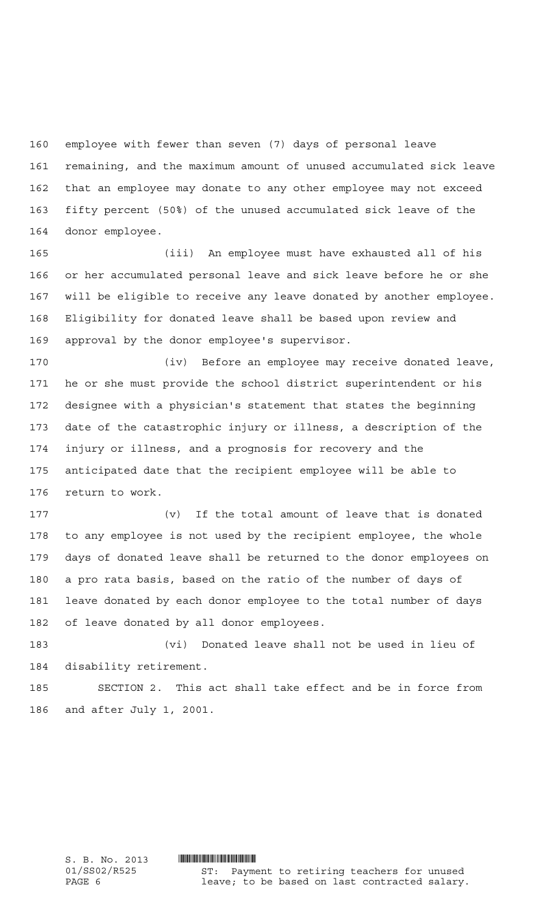employee with fewer than seven (7) days of personal leave remaining, and the maximum amount of unused accumulated sick leave that an employee may donate to any other employee may not exceed fifty percent (50%) of the unused accumulated sick leave of the donor employee.

(iii) An employee must have exhausted all of his or her accumulated personal leave and sick leave before he or she will be eligible to receive any leave donated by another employee. Eligibility for donated leave shall be based upon review and approval by the donor employee's supervisor.

(iv) Before an employee may receive donated leave, he or she must provide the school district superintendent or his designee with a physician's statement that states the beginning date of the catastrophic injury or illness, a description of the injury or illness, and a prognosis for recovery and the anticipated date that the recipient employee will be able to return to work.

(v) If the total amount of leave that is donated to any employee is not used by the recipient employee, the whole days of donated leave shall be returned to the donor employees on a pro rata basis, based on the ratio of the number of days of leave donated by each donor employee to the total number of days of leave donated by all donor employees.

(vi) Donated leave shall not be used in lieu of disability retirement.

SECTION 2. This act shall take effect and be in force from and after July 1, 2001.

ST: Payment to retiring teachers for unused leave; to be based on last contracted salary.